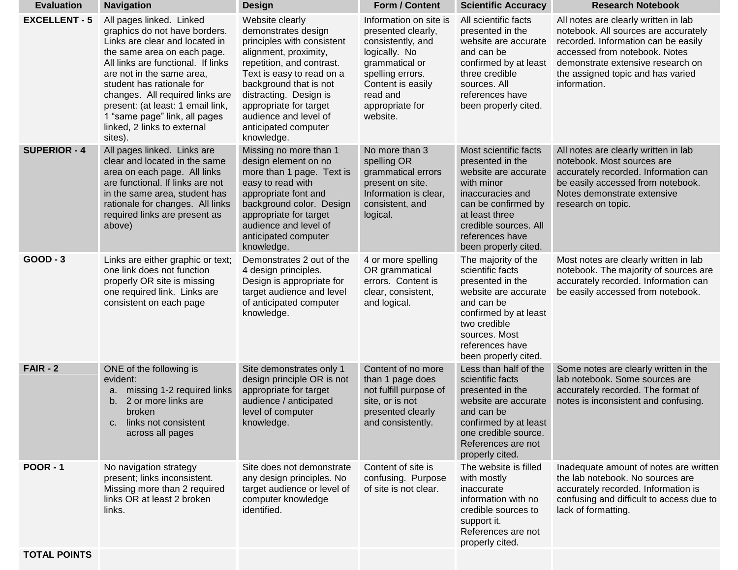| Evaluation | Navigation | Design | Form / Content | Scientific Accuracy | Research Notebook |
|---|---|---|---|---|---|
| **EXCELLENT - 5** | All pages linked. Linked graphics do not have borders. Links are clear and located in the same area on each page. All links are functional. If links are not in the same area, student has rationale for changes. All required links are present: (at least: 1 email link, 1 "same page" link, all pages linked, 2 links to external sites). | Website clearly demonstrates design principles with consistent alignment, proximity, repetition, and contrast. Text is easy to read on a background that is not distracting. Design is appropriate for target audience and level of anticipated computer knowledge. | Information on site is presented clearly, consistently, and logically. No grammatical or spelling errors. Content is easily read and appropriate for website. | All scientific facts presented in the website are accurate and can be confirmed by at least three credible sources. All references have been properly cited. | All notes are clearly written in lab notebook. All sources are accurately recorded. Information can be easily accessed from notebook. Notes demonstrate extensive research on the assigned topic and has varied information. |
| **SUPERIOR - 4** | All pages linked. Links are clear and located in the same area on each page. All links are functional. If links are not in the same area, student has rationale for changes. All links required links are present as above) | Missing no more than 1 design element on no more than 1 page. Text is easy to read with appropriate font and background color. Design appropriate for target audience and level of anticipated computer knowledge. | No more than 3 spelling OR grammatical errors present on site. Information is clear, consistent, and logical. | Most scientific facts presented in the website are accurate with minor inaccuracies and can be confirmed by at least three credible sources. All references have been properly cited. | All notes are clearly written in lab notebook. Most sources are accurately recorded. Information can be easily accessed from notebook. Notes demonstrate extensive research on topic. |
| **GOOD - 3** | Links are either graphic or text; one link does not function properly OR site is missing one required link. Links are consistent on each page | Demonstrates 2 out of the 4 design principles. Design is appropriate for target audience and level of anticipated computer knowledge. | 4 or more spelling OR grammatical errors. Content is clear, consistent, and logical. | The majority of the scientific facts presented in the website are accurate and can be confirmed by at least two credible sources. Most references have been properly cited. | Most notes are clearly written in lab notebook. The majority of sources are accurately recorded. Information can be easily accessed from notebook. |
| **FAIR - 2** | ONE of the following is evident: a. missing 1-2 required links b. 2 or more links are broken c. links not consistent across all pages | Site demonstrates only 1 design principle OR is not appropriate for target audience / anticipated level of computer knowledge. | Content of no more than 1 page does not fulfill purpose of site, or is not presented clearly and consistently. | Less than half of the scientific facts presented in the website are accurate and can be confirmed by at least one credible source. References are not properly cited. | Some notes are clearly written in the lab notebook. Some sources are accurately recorded. The format of notes is inconsistent and confusing. |
| **POOR - 1** | No navigation strategy present; links inconsistent. Missing more than 2 required links OR at least 2 broken links. | Site does not demonstrate any design principles. No target audience or level of computer knowledge identified. | Content of site is confusing. Purpose of site is not clear. | The website is filled with mostly inaccurate information with no credible sources to support it. References are not properly cited. | Inadequate amount of notes are written the lab notebook. No sources are accurately recorded. Information is confusing and difficult to access due to lack of formatting. |
| **TOTAL POINTS** | | | | | |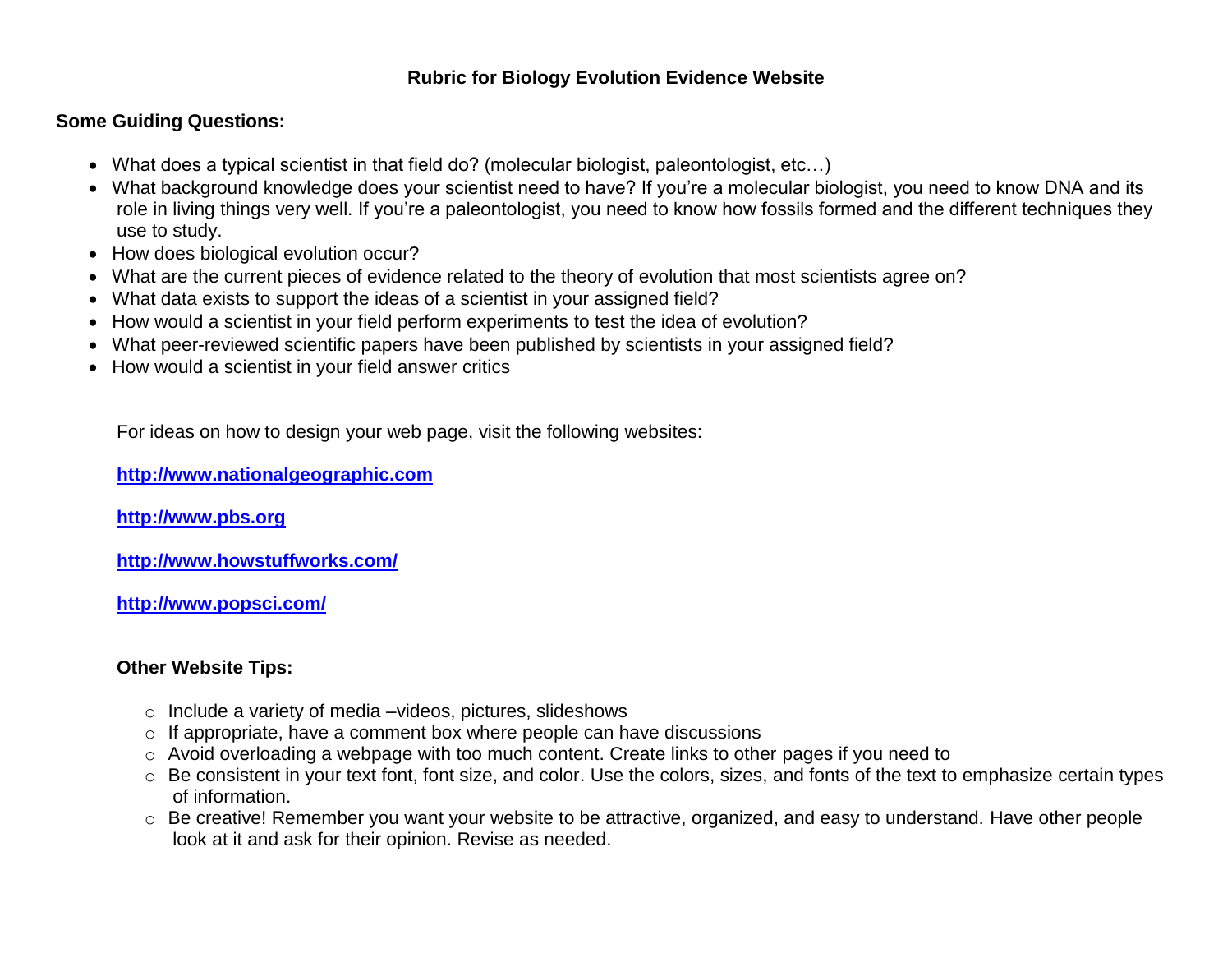# Rubric for Biology Evolution Evidence Website

**Some Guiding Questions:**

- What does a typical scientist in that field do? (molecular biologist, paleontologist, etc…)
- What background knowledge does your scientist need to have? If you're a molecular biologist, you need to know DNA and its role in living things very well. If you're a paleontologist, you need to know how fossils formed and the different techniques they use to study.
- How does biological evolution occur?
- What are the current pieces of evidence related to the theory of evolution that most scientists agree on?
- What data exists to support the ideas of a scientist in your assigned field?
- How would a scientist in your field perform experiments to test the idea of evolution?
- What peer-reviewed scientific papers have been published by scientists in your assigned field?
- How would a scientist in your field answer critics

For ideas on how to design your web page, visit the following websites:

**http://www.nationalgeographic.com**

**http://www.pbs.org**

**http://www.howstuffworks.com/**

**http://www.popsci.com/**

**Other Website Tips:**

- Include a variety of media –videos, pictures, slideshows
- If appropriate, have a comment box where people can have discussions
- Avoid overloading a webpage with too much content. Create links to other pages if you need to
- Be consistent in your text font, font size, and color. Use the colors, sizes, and fonts of the text to emphasize certain types of information.
- Be creative! Remember you want your website to be attractive, organized, and easy to understand. Have other people look at it and ask for their opinion. Revise as needed.